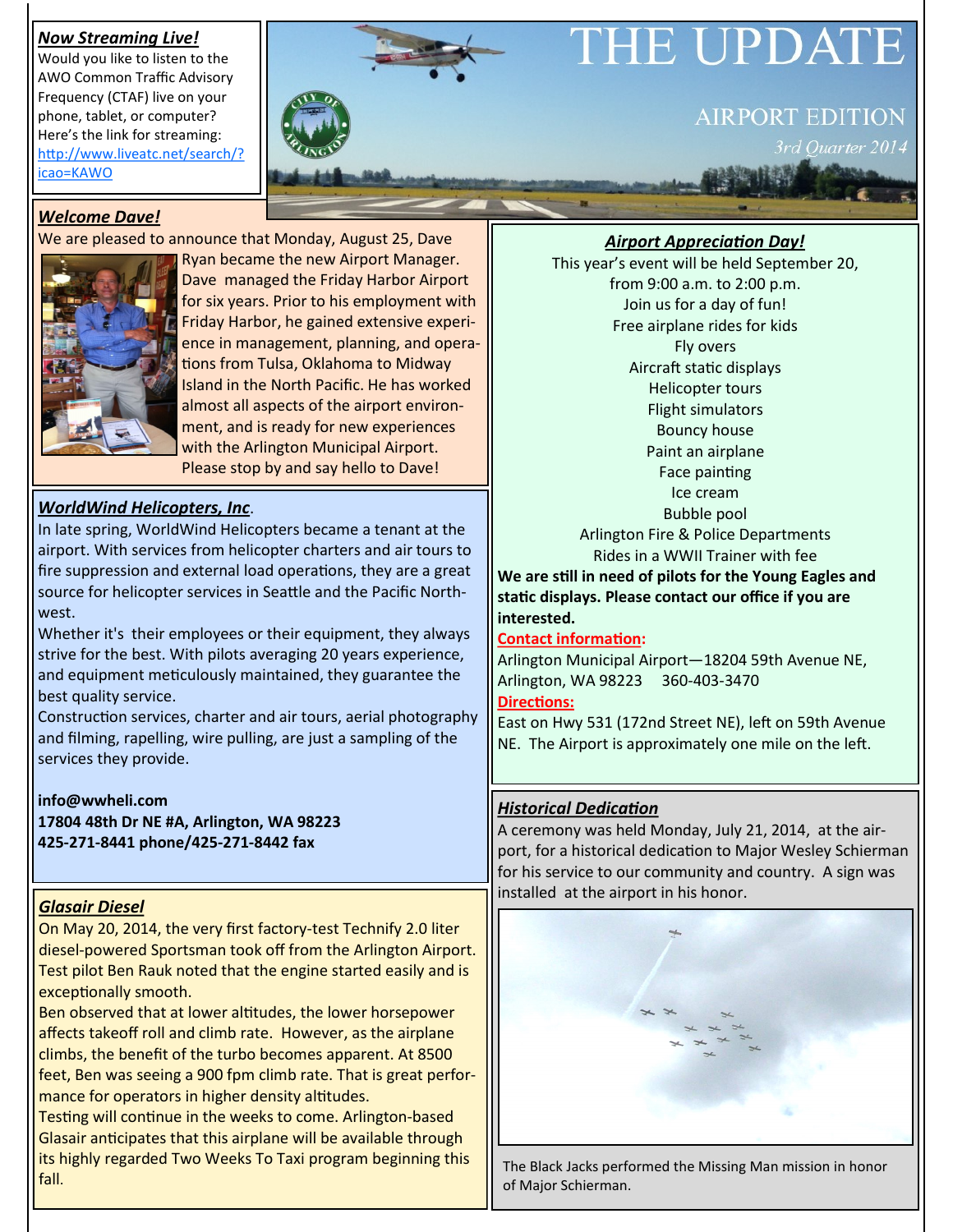# THE UPDATE

## AIRPORT EDITION

*3rd Quarter 2014*

### *Now Streaming Live!*

Would you like to listen to the AWO Common Traffic Advisory Frequency (CTAF) live on your phone, tablet, or computer? Here's the link for streaming: http://www.liveatc.net/search/?icao=KAWO

### *Welcome Dave!*

We are pleased to announce that Monday, August 25, Dave Ryan became the new Airport Manager. Dave managed the Friday Harbor Airport for six years. Prior to his employment with Friday Harbor, he gained extensive experience in management, planning, and operations from Tulsa, Oklahoma to Midway Island in the North Pacific. He has worked almost all aspects of the airport environment, and is ready for new experiences with the Arlington Municipal Airport. Please stop by and say hello to Dave!

### *WorldWind Helicopters, Inc.*

In late spring, WorldWind Helicopters became a tenant at the airport. With services from helicopter charters and air tours to fire suppression and external load operations, they are a great source for helicopter services in Seattle and the Pacific Northwest.

Whether it's their employees or their equipment, they always strive for the best. With pilots averaging 20 years experience, and equipment meticulously maintained, they guarantee the best quality service.

Construction services, charter and air tours, aerial photography and filming, rapelling, wire pulling, are just a sampling of the services they provide.

**info@wwheli.com**
**17804 48th Dr NE #A, Arlington, WA 98223**
**425-271-8441 phone/425-271-8442 fax**

### *Glasair Diesel*

On May 20, 2014, the very first factory-test Technify 2.0 liter diesel-powered Sportsman took off from the Arlington Airport. Test pilot Ben Rauk noted that the engine started easily and is exceptionally smooth.

Ben observed that at lower altitudes, the lower horsepower affects takeoff roll and climb rate. However, as the airplane climbs, the benefit of the turbo becomes apparent. At 8500 feet, Ben was seeing a 900 fpm climb rate. That is great performance for operators in higher density altitudes.

Testing will continue in the weeks to come. Arlington-based Glasair anticipates that this airplane will be available through its highly regarded Two Weeks To Taxi program beginning this fall.

### *Airport Appreciation Day!*

This year's event will be held September 20, from 9:00 a.m. to 2:00 p.m.
Join us for a day of fun!
Free airplane rides for kids
Fly overs
Aircraft static displays
Helicopter tours
Flight simulators
Bouncy house
Paint an airplane
Face painting
Ice cream
Bubble pool
Arlington Fire & Police Departments
Rides in a WWII Trainer with fee

**We are still in need of pilots for the Young Eagles and static displays. Please contact our office if you are interested.**

**Contact information:**

Arlington Municipal Airport—18204 59th Avenue NE, Arlington, WA 98223 360-403-3470

**Directions:**

East on Hwy 531 (172nd Street NE), left on 59th Avenue NE. The Airport is approximately one mile on the left.

### *Historical Dedication*

A ceremony was held Monday, July 21, 2014, at the airport, for a historical dedication to Major Wesley Schierman for his service to our community and country. A sign was installed at the airport in his honor.

The Black Jacks performed the Missing Man mission in honor of Major Schierman.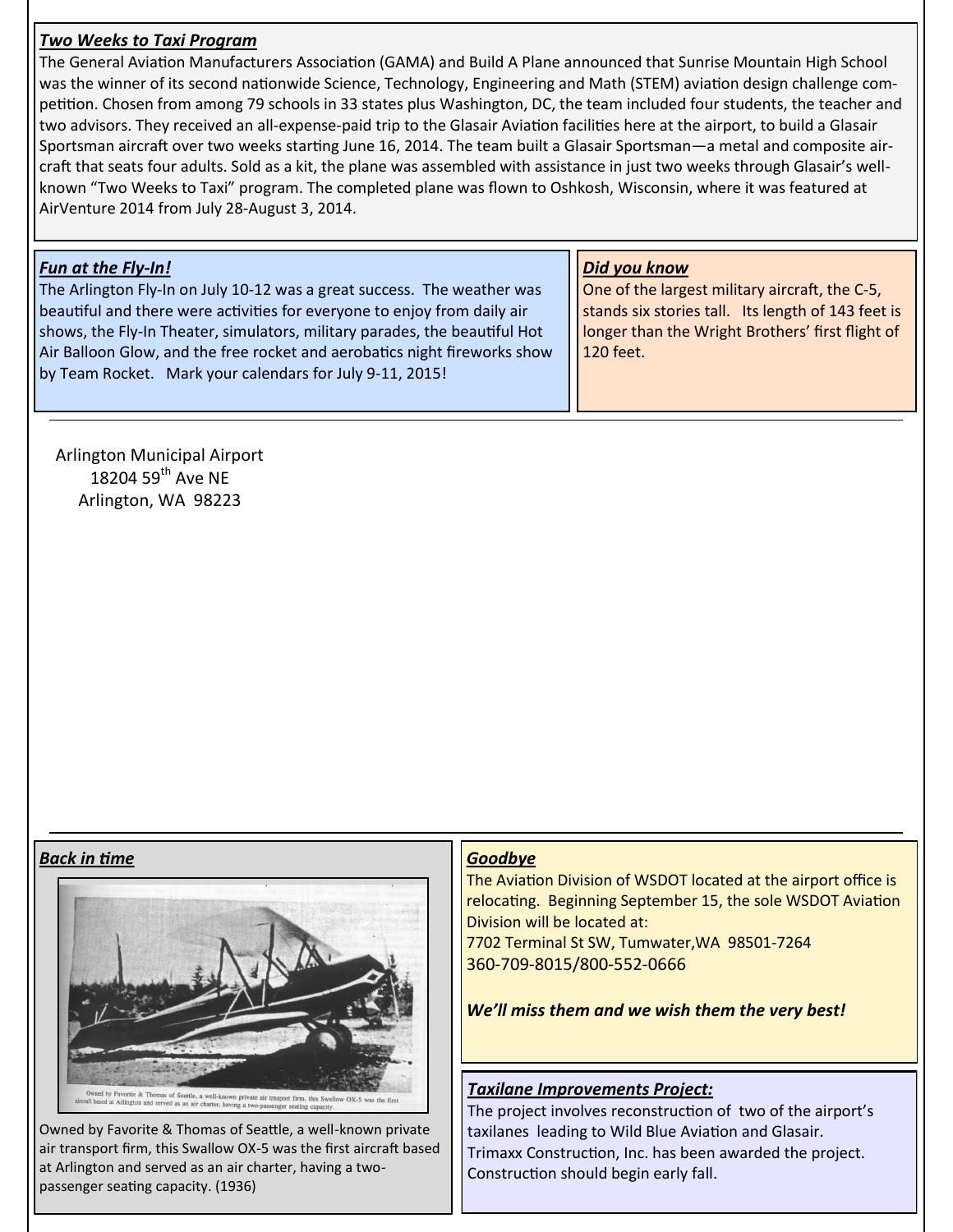***Two Weeks to Taxi Program***

The General Aviation Manufacturers Association (GAMA) and Build A Plane announced that Sunrise Mountain High School was the winner of its second nationwide Science, Technology, Engineering and Math (STEM) aviation design challenge competition. Chosen from among 79 schools in 33 states plus Washington, DC, the team included four students, the teacher and two advisors. They received an all-expense-paid trip to the Glasair Aviation facilities here at the airport, to build a Glasair Sportsman aircraft over two weeks starting June 16, 2014. The team built a Glasair Sportsman—a metal and composite aircraft that seats four adults. Sold as a kit, the plane was assembled with assistance in just two weeks through Glasair's well-known "Two Weeks to Taxi" program. The completed plane was flown to Oshkosh, Wisconsin, where it was featured at AirVenture 2014 from July 28-August 3, 2014.

***Fun at the Fly-In!***

The Arlington Fly-In on July 10-12 was a great success. The weather was beautiful and there were activities for everyone to enjoy from daily air shows, the Fly-In Theater, simulators, military parades, the beautiful Hot Air Balloon Glow, and the free rocket and aerobatics night fireworks show by Team Rocket. Mark your calendars for July 9-11, 2015!

***Did you know***

One of the largest military aircraft, the C-5, stands six stories tall. Its length of 143 feet is longer than the Wright Brothers' first flight of 120 feet.

---

Arlington Municipal Airport
18204 59th Ave NE
Arlington, WA 98223

---

***Back in time***

Owned by Favorite & Thomas of Seattle, a well-known private air transport firm, this Swallow OX-5 was the first aircraft based at Arlington and served as an air charter, having a two-passenger seating capacity.

Owned by Favorite & Thomas of Seattle, a well-known private air transport firm, this Swallow OX-5 was the first aircraft based at Arlington and served as an air charter, having a two-passenger seating capacity. (1936)

***Goodbye***

The Aviation Division of WSDOT located at the airport office is relocating. Beginning September 15, the sole WSDOT Aviation Division will be located at:
7702 Terminal St SW, Tumwater,WA 98501-7264
360-709-8015/800-552-0666

***We'll miss them and we wish them the very best!***

***Taxilane Improvements Project:***

The project involves reconstruction of two of the airport's taxilanes leading to Wild Blue Aviation and Glasair. Trimaxx Construction, Inc. has been awarded the project. Construction should begin early fall.